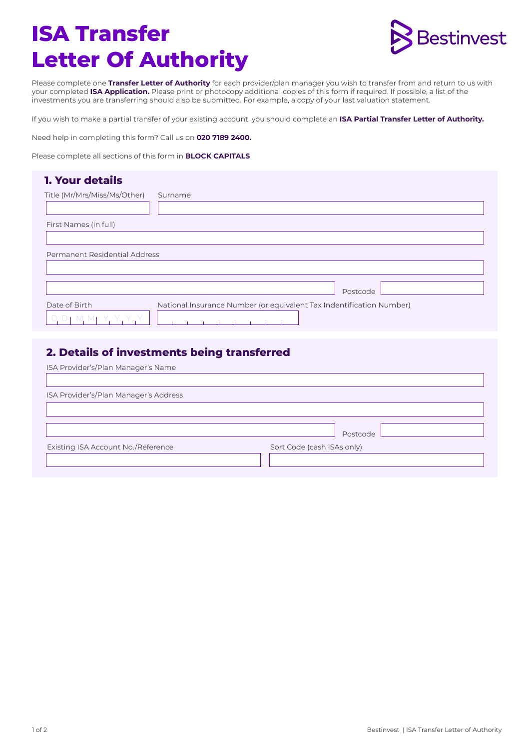# ISA Transfer Letter Of Authority

Bestinvest

Please complete one **Transfer Letter of Authority** for each provider/plan manager you wish to transfer from and return to us with your completed **ISA Application.** Please print or photocopy additional copies of this form if required. If possible, a list of the investments you are transferring should also be submitted. For example, a copy of your last valuation statement.

If you wish to make a partial transfer of your existing account, you should complete an **ISA Partial Transfer Letter of Authority.**

Need help in completing this form? Call us on **020 7189 2400.**

Please complete all sections of this form in **BLOCK CAPITALS**

## 1. Your details

Title (Mr/Mrs/Miss/Ms/Other)

Surname

First Names (in full)

Permanent Residential Address

Postcode

Date of Birth

D D M M Y Y Y Y

National Insurance Number (or equivalent Tax Indentification Number)

## 2. Details of investments being transferred

ISA Provider's/Plan Manager's Name

ISA Provider's/Plan Manager's Address

Postcode

Existing ISA Account No./Reference

Sort Code (cash ISAs only)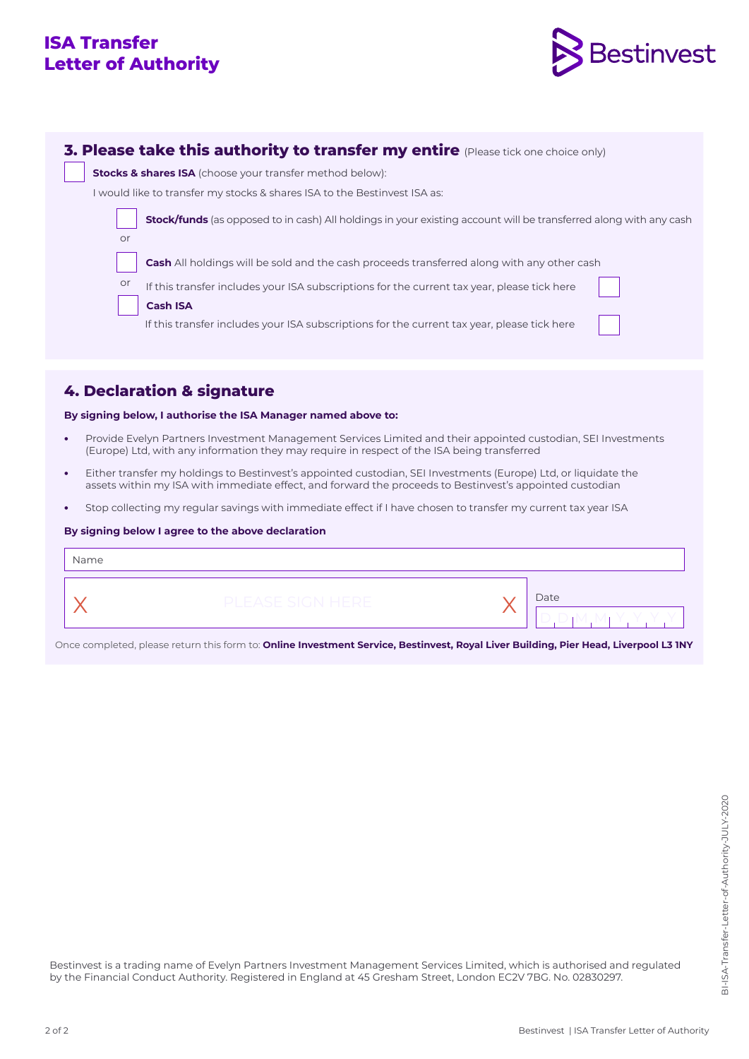# ISA Transfer Letter of Authority

## 3. Please take this authority to transfer my entire (Please tick one choice only)

☐ **Stocks & shares ISA** (choose your transfer method below):

I would like to transfer my stocks & shares ISA to the Bestinvest ISA as:

☐ **Stock/funds** (as opposed to in cash) All holdings in your existing account will be transferred along with any cash

or

☐ **Cash** All holdings will be sold and the cash proceeds transferred along with any other cash

or

If this transfer includes your ISA subscriptions for the current tax year, please tick here ☐

☐ **Cash ISA**

If this transfer includes your ISA subscriptions for the current tax year, please tick here ☐

## 4. Declaration & signature

**By signing below, I authorise the ISA Manager named above to:**

- Provide Evelyn Partners Investment Management Services Limited and their appointed custodian, SEI Investments (Europe) Ltd, with any information they may require in respect of the ISA being transferred
- Either transfer my holdings to Bestinvest's appointed custodian, SEI Investments (Europe) Ltd, or liquidate the assets within my ISA with immediate effect, and forward the proceeds to Bestinvest's appointed custodian
- Stop collecting my regular savings with immediate effect if I have chosen to transfer my current tax year ISA

**By signing below I agree to the above declaration**

Name

X PLEASE SIGN HERE X

Date D D M M Y Y Y Y

Once completed, please return this form to: **Online Investment Service, Bestinvest, Royal Liver Building, Pier Head, Liverpool L3 1NY**

Bestinvest is a trading name of Evelyn Partners Investment Management Services Limited, which is authorised and regulated by the Financial Conduct Authority. Registered in England at 45 Gresham Street, London EC2V 7BG. No. 02830297.

BI-ISA-Transfer-Letter-of-Authority-JULY-2020